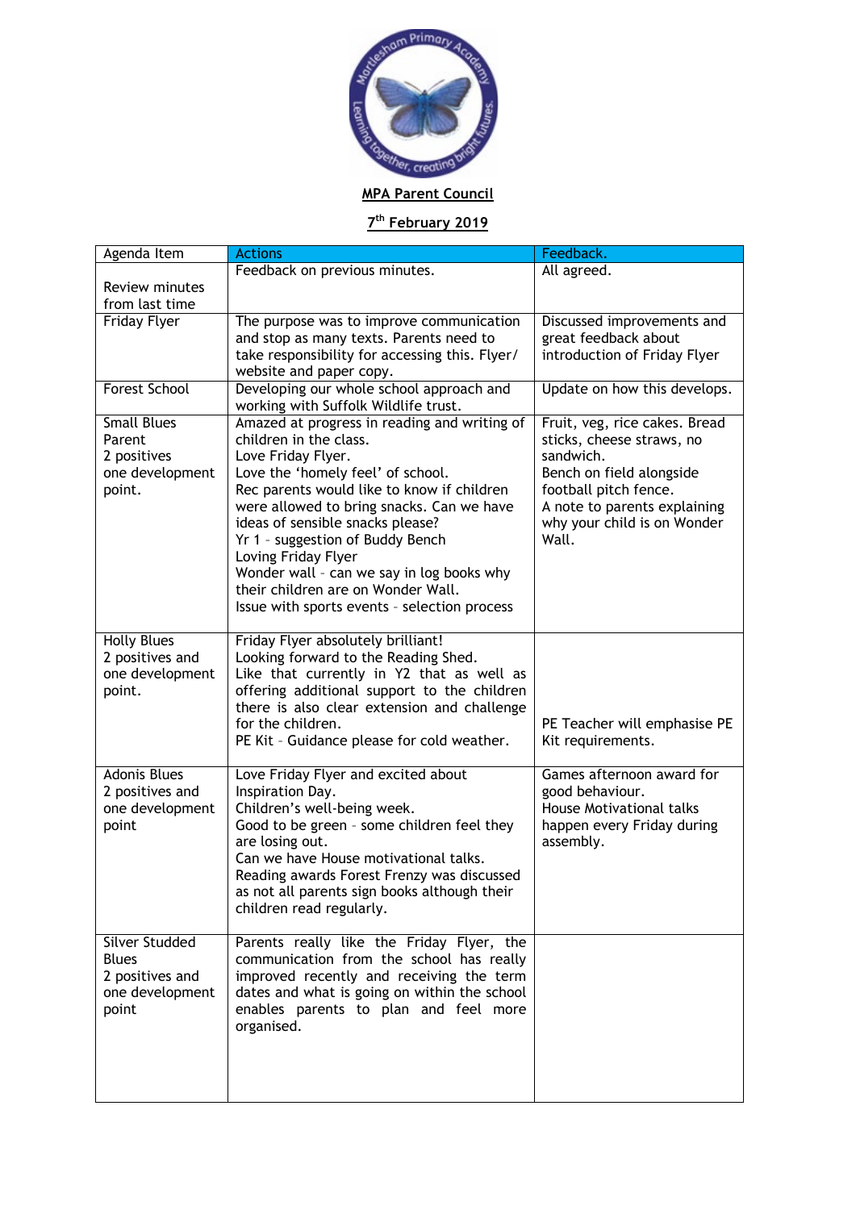**MPA Parent Council**

**7th February 2019**

| Agenda Item | Actions | Feedback. |
|---|---|---|
| Review minutes from last time | Feedback on previous minutes. | All agreed. |
| Friday Flyer | The purpose was to improve communication and stop as many texts. Parents need to take responsibility for accessing this. Flyer/ website and paper copy. | Discussed improvements and great feedback about introduction of Friday Flyer |
| Forest School | Developing our whole school approach and working with Suffolk Wildlife trust. | Update on how this develops. |
| Small Blues Parent 2 positives one development point. | Amazed at progress in reading and writing of children in the class.<br>Love Friday Flyer.<br>Love the 'homely feel' of school.<br>Rec parents would like to know if children were allowed to bring snacks. Can we have ideas of sensible snacks please?<br>Yr 1 - suggestion of Buddy Bench<br>Loving Friday Flyer<br>Wonder wall - can we say in log books why their children are on Wonder Wall.<br>Issue with sports events - selection process | Fruit, veg, rice cakes. Bread sticks, cheese straws, no sandwich.<br>Bench on field alongside football pitch fence.<br>A note to parents explaining why your child is on Wonder Wall. |
| Holly Blues 2 positives and one development point. | Friday Flyer absolutely brilliant!<br>Looking forward to the Reading Shed.<br>Like that currently in Y2 that as well as offering additional support to the children there is also clear extension and challenge for the children.<br>PE Kit - Guidance please for cold weather. | PE Teacher will emphasise PE Kit requirements. |
| Adonis Blues 2 positives and one development point | Love Friday Flyer and excited about Inspiration Day.<br>Children's well-being week.<br>Good to be green - some children feel they are losing out.<br>Can we have House motivational talks.<br>Reading awards Forest Frenzy was discussed as not all parents sign books although their children read regularly. | Games afternoon award for good behaviour.<br>House Motivational talks happen every Friday during assembly. |
| Silver Studded Blues 2 positives and one development point | Parents really like the Friday Flyer, the communication from the school has really improved recently and receiving the term dates and what is going on within the school enables parents to plan and feel more organised. | |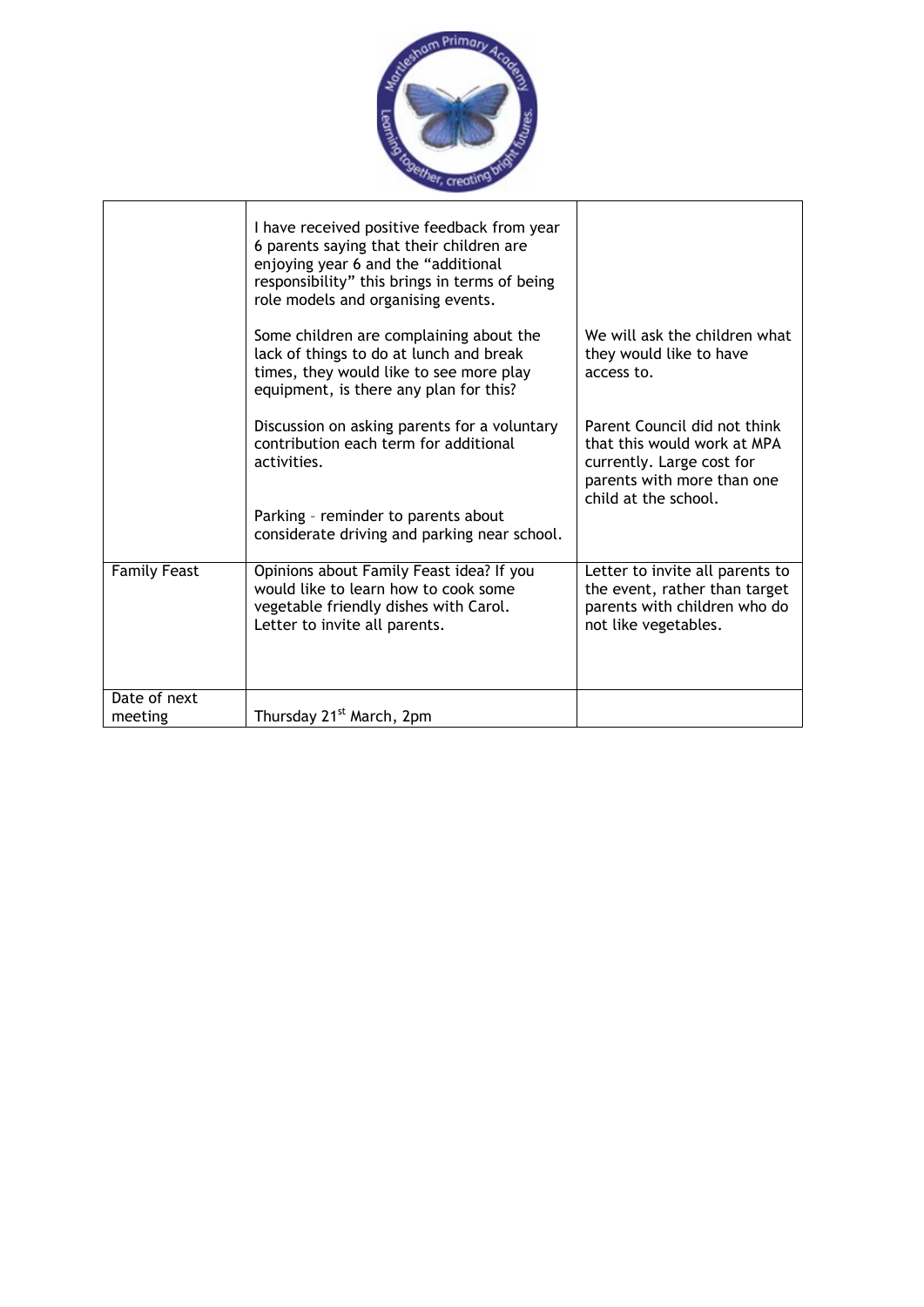| | | |
|---|---|---|
| | I have received positive feedback from year 6 parents saying that their children are enjoying year 6 and the "additional responsibility" this brings in terms of being role models and organising events.<br><br>Some children are complaining about the lack of things to do at lunch and break times, they would like to see more play equipment, is there any plan for this?<br><br>Discussion on asking parents for a voluntary contribution each term for additional activities.<br><br>Parking – reminder to parents about considerate driving and parking near school. | <br><br><br><br>We will ask the children what they would like to have access to.<br><br>Parent Council did not think that this would work at MPA currently. Large cost for parents with more than one child at the school. |
| Family Feast | Opinions about Family Feast idea? If you would like to learn how to cook some vegetable friendly dishes with Carol.<br>Letter to invite all parents. | Letter to invite all parents to the event, rather than target parents with children who do not like vegetables. |
| Date of next meeting | Thursday 21st March, 2pm | |